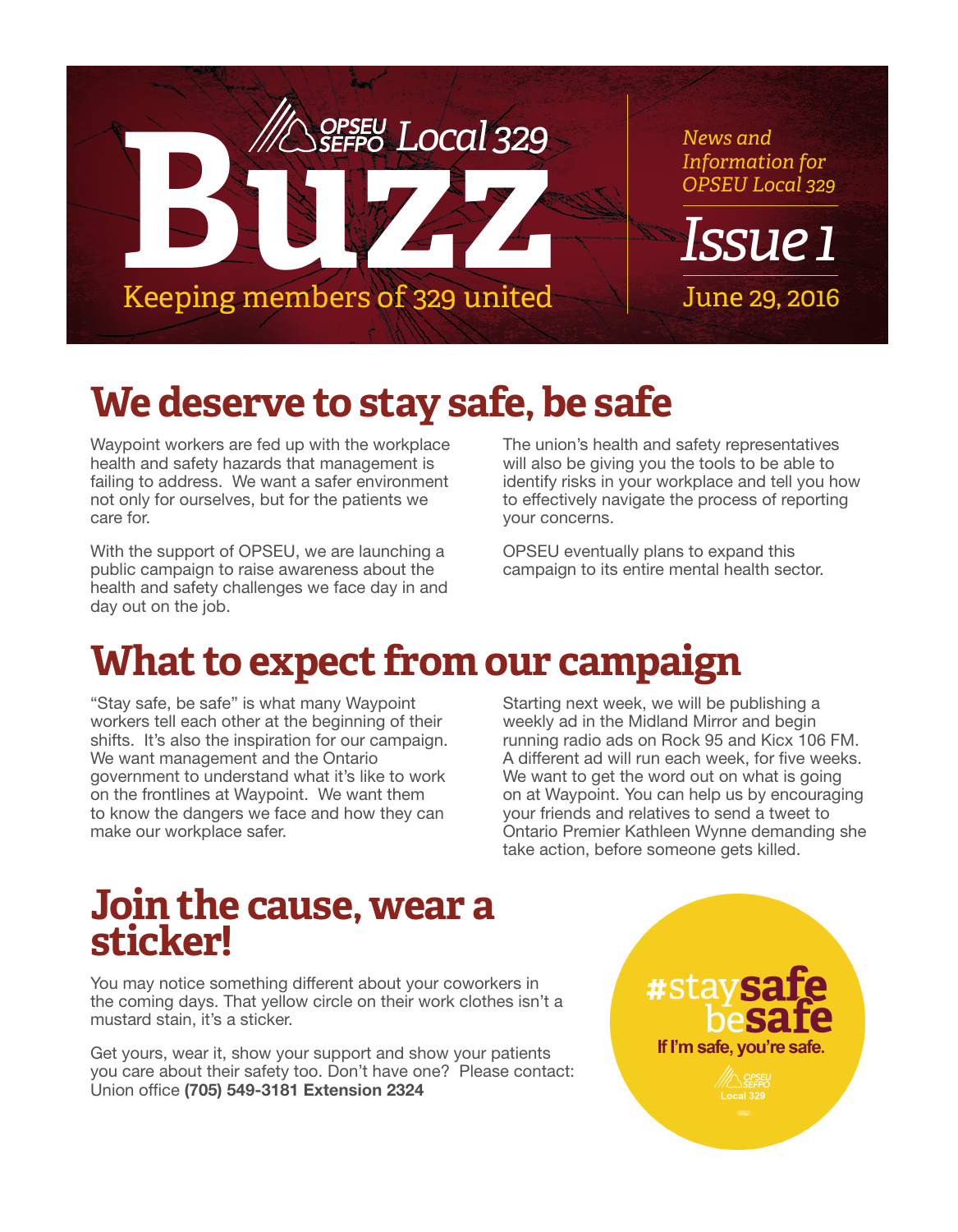# Buzz

OPSEU SEFPO Local 329

Keeping members of 329 united

*News and Information for OPSEU Local 329*

*Issue 1*

June 29, 2016

## We deserve to stay safe, be safe

Waypoint workers are fed up with the workplace health and safety hazards that management is failing to address. We want a safer environment not only for ourselves, but for the patients we care for.

With the support of OPSEU, we are launching a public campaign to raise awareness about the health and safety challenges we face day in and day out on the job.

The union's health and safety representatives will also be giving you the tools to be able to identify risks in your workplace and tell you how to effectively navigate the process of reporting your concerns.

OPSEU eventually plans to expand this campaign to its entire mental health sector.

## What to expect from our campaign

"Stay safe, be safe" is what many Waypoint workers tell each other at the beginning of their shifts. It's also the inspiration for our campaign. We want management and the Ontario government to understand what it's like to work on the frontlines at Waypoint. We want them to know the dangers we face and how they can make our workplace safer.

Starting next week, we will be publishing a weekly ad in the Midland Mirror and begin running radio ads on Rock 95 and Kicx 106 FM. A different ad will run each week, for five weeks. We want to get the word out on what is going on at Waypoint. You can help us by encouraging your friends and relatives to send a tweet to Ontario Premier Kathleen Wynne demanding she take action, before someone gets killed.

## Join the cause, wear a sticker!

You may notice something different about your coworkers in the coming days. That yellow circle on their work clothes isn't a mustard stain, it's a sticker.

Get yours, wear it, show your support and show your patients you care about their safety too. Don't have one? Please contact: Union office **(705) 549-3181 Extension 2324**

#staysafe besafe

If I'm safe, you're safe.

OPSEU SEFPO Local 329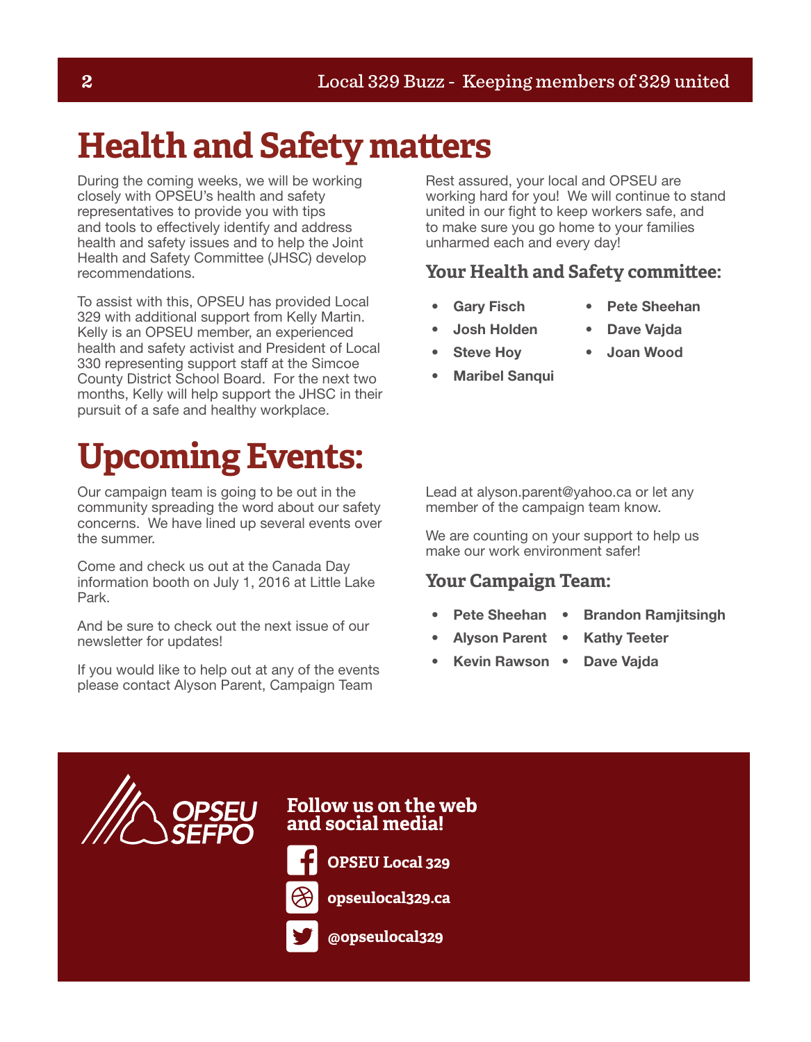# Health and Safety matters

During the coming weeks, we will be working closely with OPSEU's health and safety representatives to provide you with tips and tools to effectively identify and address health and safety issues and to help the Joint Health and Safety Committee (JHSC) develop recommendations.

To assist with this, OPSEU has provided Local 329 with additional support from Kelly Martin. Kelly is an OPSEU member, an experienced health and safety activist and President of Local 330 representing support staff at the Simcoe County District School Board. For the next two months, Kelly will help support the JHSC in their pursuit of a safe and healthy workplace.

Rest assured, your local and OPSEU are working hard for you! We will continue to stand united in our fight to keep workers safe, and to make sure you go home to your families unharmed each and every day!

### Your Health and Safety committee:

- **Gary Fisch**
- **Josh Holden**
- **Steve Hoy**
- **Maribel Sanqui**
- **Pete Sheehan**
- **Dave Vajda**
- **Joan Wood**

# Upcoming Events:

Our campaign team is going to be out in the community spreading the word about our safety concerns. We have lined up several events over the summer.

Come and check us out at the Canada Day information booth on July 1, 2016 at Little Lake Park.

And be sure to check out the next issue of our newsletter for updates!

If you would like to help out at any of the events please contact Alyson Parent, Campaign Team Lead at alyson.parent@yahoo.ca or let any member of the campaign team know.

We are counting on your support to help us make our work environment safer!

### Your Campaign Team:

- **Pete Sheehan**
- **Alyson Parent**
- **Kevin Rawson**
- **Brandon Ramjitsingh**
- **Kathy Teeter**
- **Dave Vajda**

OPSEU SEFPO

**Follow us on the web and social media!**

**OPSEU Local 329**

**opseulocal329.ca**

**@opseulocal329**